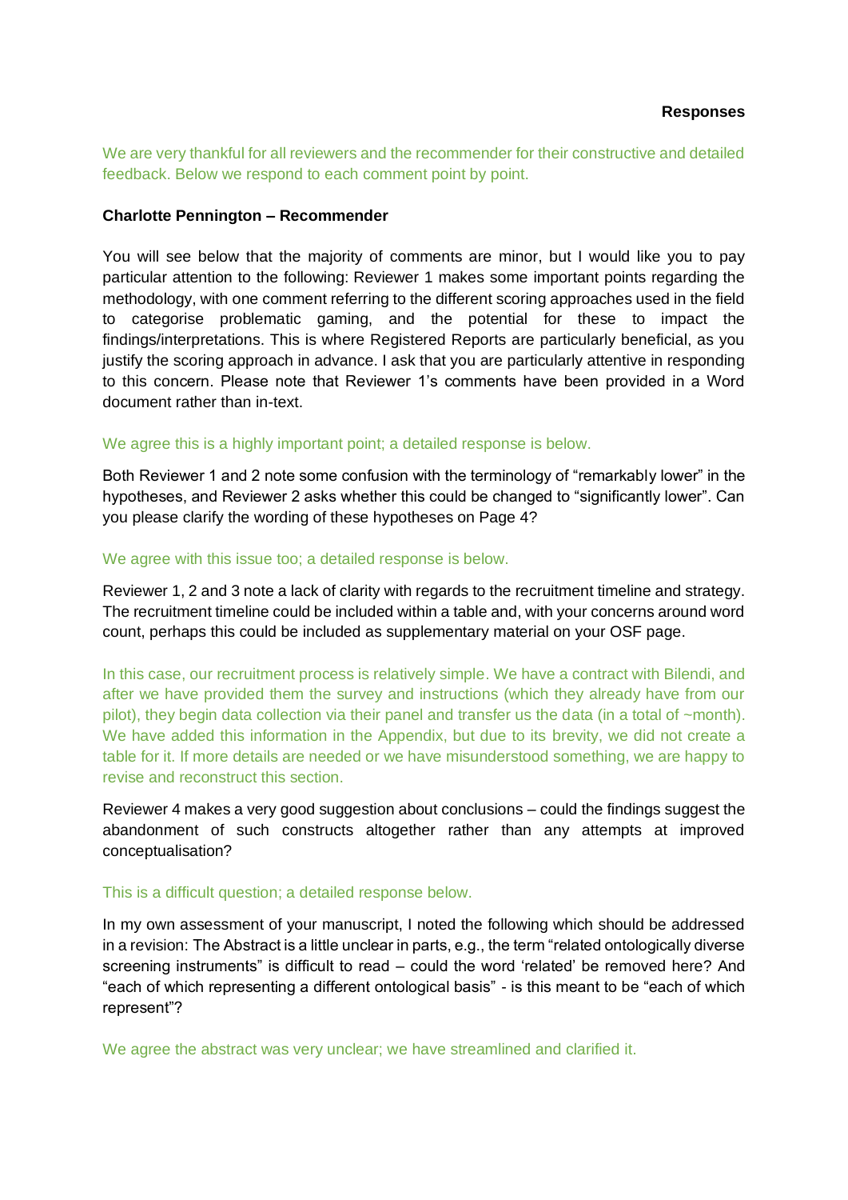**Responses**

We are very thankful for all reviewers and the recommender for their constructive and detailed feedback. Below we respond to each comment point by point.

**Charlotte Pennington – Recommender**

You will see below that the majority of comments are minor, but I would like you to pay particular attention to the following: Reviewer 1 makes some important points regarding the methodology, with one comment referring to the different scoring approaches used in the field to categorise problematic gaming, and the potential for these to impact the findings/interpretations. This is where Registered Reports are particularly beneficial, as you justify the scoring approach in advance. I ask that you are particularly attentive in responding to this concern. Please note that Reviewer 1's comments have been provided in a Word document rather than in-text.

We agree this is a highly important point; a detailed response is below.

Both Reviewer 1 and 2 note some confusion with the terminology of "remarkably lower" in the hypotheses, and Reviewer 2 asks whether this could be changed to "significantly lower". Can you please clarify the wording of these hypotheses on Page 4?

We agree with this issue too; a detailed response is below.

Reviewer 1, 2 and 3 note a lack of clarity with regards to the recruitment timeline and strategy. The recruitment timeline could be included within a table and, with your concerns around word count, perhaps this could be included as supplementary material on your OSF page.

In this case, our recruitment process is relatively simple. We have a contract with Bilendi, and after we have provided them the survey and instructions (which they already have from our pilot), they begin data collection via their panel and transfer us the data (in a total of ~month). We have added this information in the Appendix, but due to its brevity, we did not create a table for it. If more details are needed or we have misunderstood something, we are happy to revise and reconstruct this section.

Reviewer 4 makes a very good suggestion about conclusions – could the findings suggest the abandonment of such constructs altogether rather than any attempts at improved conceptualisation?

This is a difficult question; a detailed response below.

In my own assessment of your manuscript, I noted the following which should be addressed in a revision: The Abstract is a little unclear in parts, e.g., the term "related ontologically diverse screening instruments" is difficult to read – could the word 'related' be removed here? And "each of which representing a different ontological basis" - is this meant to be "each of which represent"?

We agree the abstract was very unclear; we have streamlined and clarified it.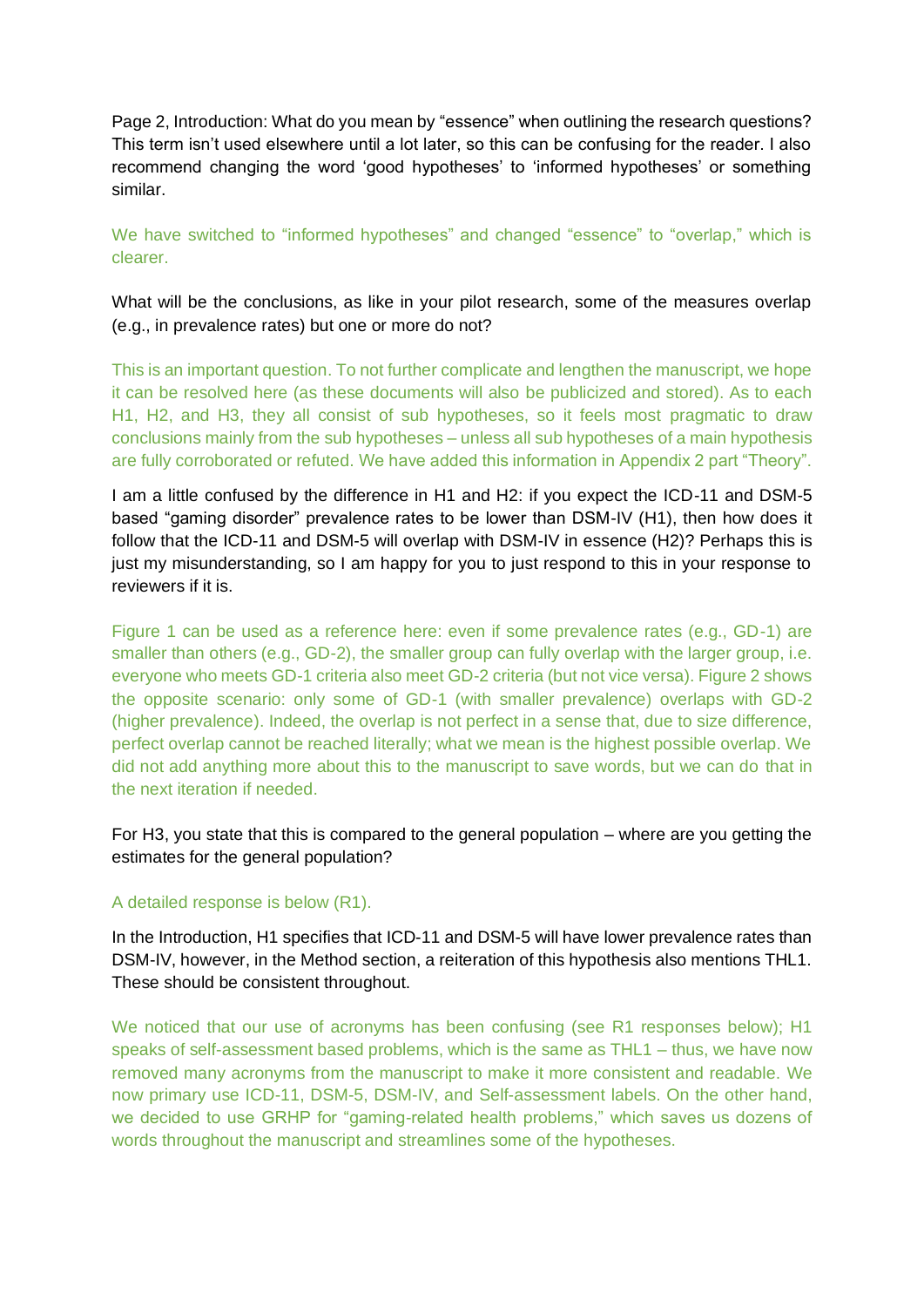Page 2, Introduction: What do you mean by "essence" when outlining the research questions? This term isn't used elsewhere until a lot later, so this can be confusing for the reader. I also recommend changing the word 'good hypotheses' to 'informed hypotheses' or something similar.

We have switched to "informed hypotheses" and changed "essence" to "overlap," which is clearer.

What will be the conclusions, as like in your pilot research, some of the measures overlap (e.g., in prevalence rates) but one or more do not?

This is an important question. To not further complicate and lengthen the manuscript, we hope it can be resolved here (as these documents will also be publicized and stored). As to each H1, H2, and H3, they all consist of sub hypotheses, so it feels most pragmatic to draw conclusions mainly from the sub hypotheses – unless all sub hypotheses of a main hypothesis are fully corroborated or refuted. We have added this information in Appendix 2 part "Theory".

I am a little confused by the difference in H1 and H2: if you expect the ICD-11 and DSM-5 based "gaming disorder" prevalence rates to be lower than DSM-IV (H1), then how does it follow that the ICD-11 and DSM-5 will overlap with DSM-IV in essence (H2)? Perhaps this is just my misunderstanding, so I am happy for you to just respond to this in your response to reviewers if it is.

Figure 1 can be used as a reference here: even if some prevalence rates (e.g., GD-1) are smaller than others (e.g., GD-2), the smaller group can fully overlap with the larger group, i.e. everyone who meets GD-1 criteria also meet GD-2 criteria (but not vice versa). Figure 2 shows the opposite scenario: only some of GD-1 (with smaller prevalence) overlaps with GD-2 (higher prevalence). Indeed, the overlap is not perfect in a sense that, due to size difference, perfect overlap cannot be reached literally; what we mean is the highest possible overlap. We did not add anything more about this to the manuscript to save words, but we can do that in the next iteration if needed.

For H3, you state that this is compared to the general population – where are you getting the estimates for the general population?

A detailed response is below (R1).

In the Introduction, H1 specifies that ICD-11 and DSM-5 will have lower prevalence rates than DSM-IV, however, in the Method section, a reiteration of this hypothesis also mentions THL1. These should be consistent throughout.

We noticed that our use of acronyms has been confusing (see R1 responses below); H1 speaks of self-assessment based problems, which is the same as THL1 – thus, we have now removed many acronyms from the manuscript to make it more consistent and readable. We now primary use ICD-11, DSM-5, DSM-IV, and Self-assessment labels. On the other hand, we decided to use GRHP for "gaming-related health problems," which saves us dozens of words throughout the manuscript and streamlines some of the hypotheses.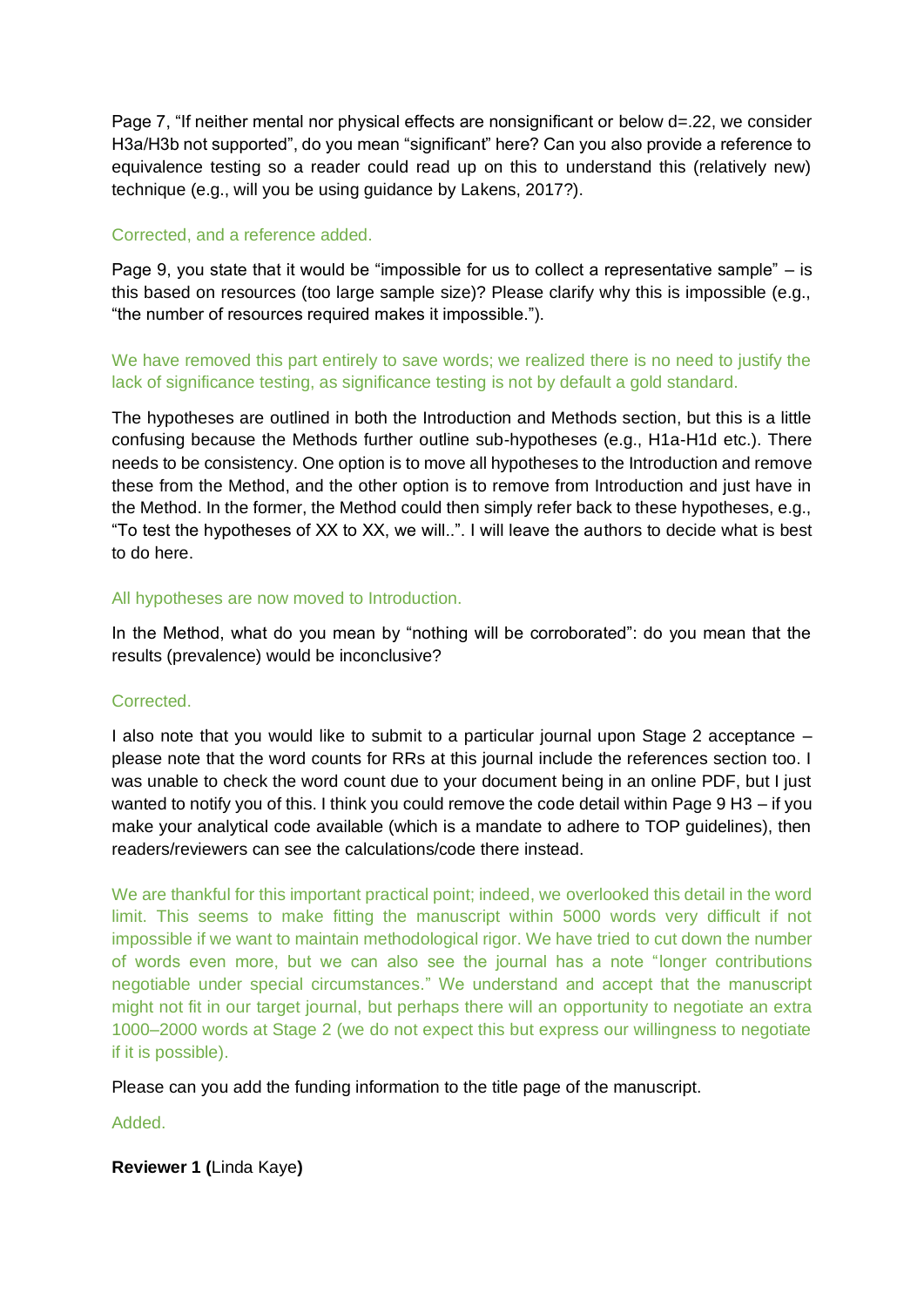Page 7, “If neither mental nor physical effects are nonsignificant or below d=.22, we consider H3a/H3b not supported”, do you mean “significant” here? Can you also provide a reference to equivalence testing so a reader could read up on this to understand this (relatively new) technique (e.g., will you be using guidance by Lakens, 2017?).

Corrected, and a reference added.

Page 9, you state that it would be “impossible for us to collect a representative sample” – is this based on resources (too large sample size)? Please clarify why this is impossible (e.g., “the number of resources required makes it impossible.”).

We have removed this part entirely to save words; we realized there is no need to justify the lack of significance testing, as significance testing is not by default a gold standard.

The hypotheses are outlined in both the Introduction and Methods section, but this is a little confusing because the Methods further outline sub-hypotheses (e.g., H1a-H1d etc.). There needs to be consistency. One option is to move all hypotheses to the Introduction and remove these from the Method, and the other option is to remove from Introduction and just have in the Method. In the former, the Method could then simply refer back to these hypotheses, e.g., “To test the hypotheses of XX to XX, we will..”. I will leave the authors to decide what is best to do here.

All hypotheses are now moved to Introduction.

In the Method, what do you mean by “nothing will be corroborated”: do you mean that the results (prevalence) would be inconclusive?

Corrected.

I also note that you would like to submit to a particular journal upon Stage 2 acceptance – please note that the word counts for RRs at this journal include the references section too. I was unable to check the word count due to your document being in an online PDF, but I just wanted to notify you of this. I think you could remove the code detail within Page 9 H3 – if you make your analytical code available (which is a mandate to adhere to TOP guidelines), then readers/reviewers can see the calculations/code there instead.

We are thankful for this important practical point; indeed, we overlooked this detail in the word limit. This seems to make fitting the manuscript within 5000 words very difficult if not impossible if we want to maintain methodological rigor. We have tried to cut down the number of words even more, but we can also see the journal has a note “longer contributions negotiable under special circumstances.” We understand and accept that the manuscript might not fit in our target journal, but perhaps there will an opportunity to negotiate an extra 1000–2000 words at Stage 2 (we do not expect this but express our willingness to negotiate if it is possible).

Please can you add the funding information to the title page of the manuscript.

Added.

**Reviewer 1 (**Linda Kaye**)**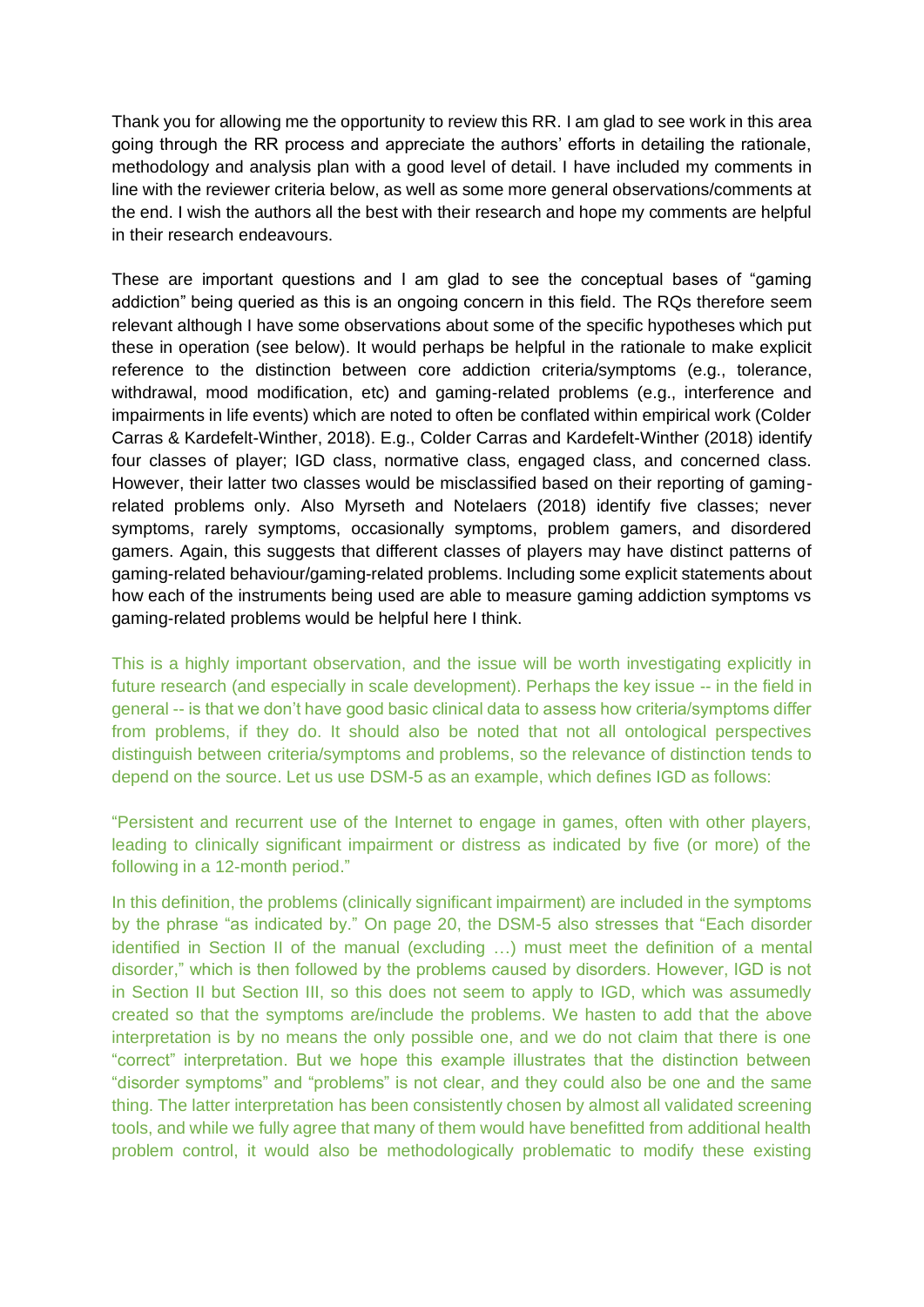Thank you for allowing me the opportunity to review this RR. I am glad to see work in this area going through the RR process and appreciate the authors' efforts in detailing the rationale, methodology and analysis plan with a good level of detail. I have included my comments in line with the reviewer criteria below, as well as some more general observations/comments at the end. I wish the authors all the best with their research and hope my comments are helpful in their research endeavours.

These are important questions and I am glad to see the conceptual bases of "gaming addiction" being queried as this is an ongoing concern in this field. The RQs therefore seem relevant although I have some observations about some of the specific hypotheses which put these in operation (see below). It would perhaps be helpful in the rationale to make explicit reference to the distinction between core addiction criteria/symptoms (e.g., tolerance, withdrawal, mood modification, etc) and gaming-related problems (e.g., interference and impairments in life events) which are noted to often be conflated within empirical work (Colder Carras & Kardefelt-Winther, 2018). E.g., Colder Carras and Kardefelt-Winther (2018) identify four classes of player; IGD class, normative class, engaged class, and concerned class. However, their latter two classes would be misclassified based on their reporting of gaming-related problems only. Also Myrseth and Notelaers (2018) identify five classes; never symptoms, rarely symptoms, occasionally symptoms, problem gamers, and disordered gamers. Again, this suggests that different classes of players may have distinct patterns of gaming-related behaviour/gaming-related problems. Including some explicit statements about how each of the instruments being used are able to measure gaming addiction symptoms vs gaming-related problems would be helpful here I think.

This is a highly important observation, and the issue will be worth investigating explicitly in future research (and especially in scale development). Perhaps the key issue -- in the field in general -- is that we don't have good basic clinical data to assess how criteria/symptoms differ from problems, if they do. It should also be noted that not all ontological perspectives distinguish between criteria/symptoms and problems, so the relevance of distinction tends to depend on the source. Let us use DSM-5 as an example, which defines IGD as follows:

"Persistent and recurrent use of the Internet to engage in games, often with other players, leading to clinically significant impairment or distress as indicated by five (or more) of the following in a 12-month period."

In this definition, the problems (clinically significant impairment) are included in the symptoms by the phrase "as indicated by." On page 20, the DSM-5 also stresses that "Each disorder identified in Section II of the manual (excluding …) must meet the definition of a mental disorder," which is then followed by the problems caused by disorders. However, IGD is not in Section II but Section III, so this does not seem to apply to IGD, which was assumedly created so that the symptoms are/include the problems. We hasten to add that the above interpretation is by no means the only possible one, and we do not claim that there is one "correct" interpretation. But we hope this example illustrates that the distinction between "disorder symptoms" and "problems" is not clear, and they could also be one and the same thing. The latter interpretation has been consistently chosen by almost all validated screening tools, and while we fully agree that many of them would have benefitted from additional health problem control, it would also be methodologically problematic to modify these existing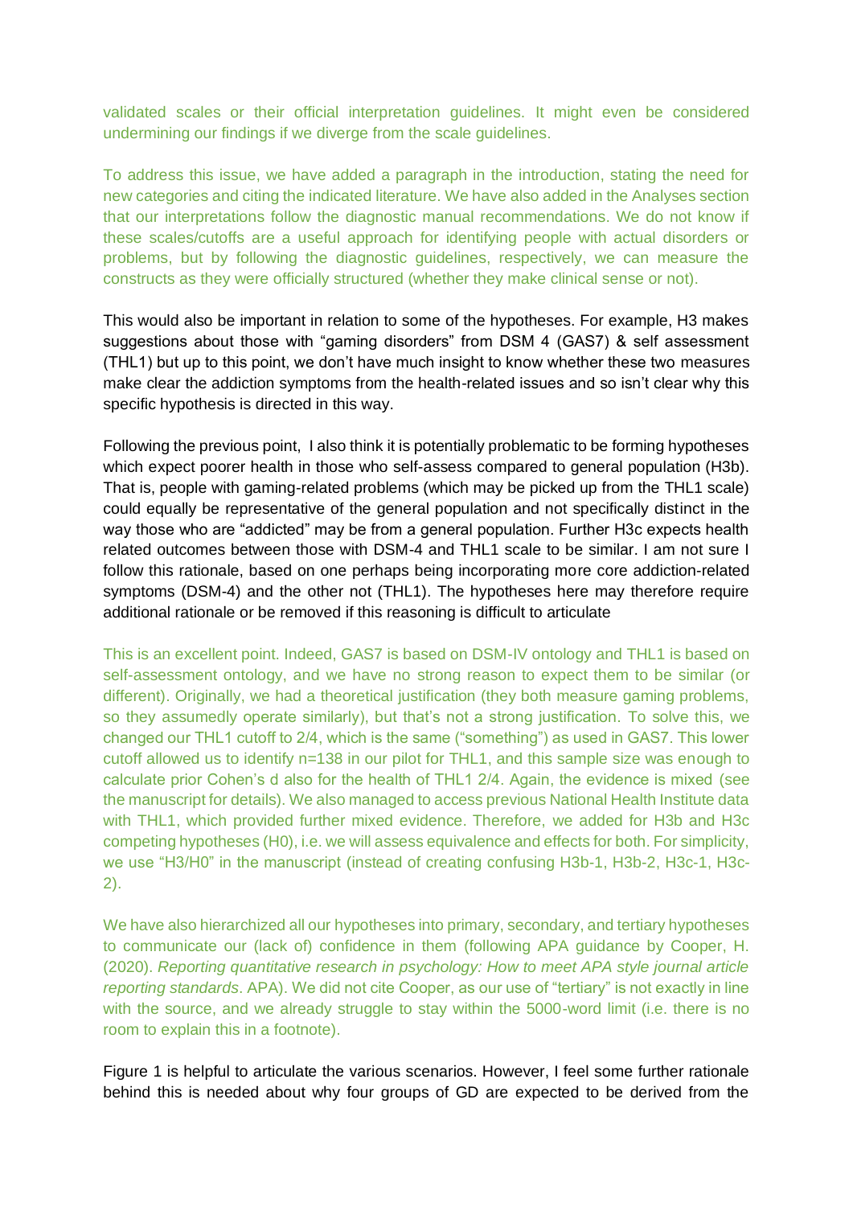validated scales or their official interpretation guidelines. It might even be considered undermining our findings if we diverge from the scale guidelines.

To address this issue, we have added a paragraph in the introduction, stating the need for new categories and citing the indicated literature. We have also added in the Analyses section that our interpretations follow the diagnostic manual recommendations. We do not know if these scales/cutoffs are a useful approach for identifying people with actual disorders or problems, but by following the diagnostic guidelines, respectively, we can measure the constructs as they were officially structured (whether they make clinical sense or not).

This would also be important in relation to some of the hypotheses. For example, H3 makes suggestions about those with "gaming disorders" from DSM 4 (GAS7) & self assessment (THL1) but up to this point, we don't have much insight to know whether these two measures make clear the addiction symptoms from the health-related issues and so isn't clear why this specific hypothesis is directed in this way.

Following the previous point, I also think it is potentially problematic to be forming hypotheses which expect poorer health in those who self-assess compared to general population (H3b). That is, people with gaming-related problems (which may be picked up from the THL1 scale) could equally be representative of the general population and not specifically distinct in the way those who are "addicted" may be from a general population. Further H3c expects health related outcomes between those with DSM-4 and THL1 scale to be similar. I am not sure I follow this rationale, based on one perhaps being incorporating more core addiction-related symptoms (DSM-4) and the other not (THL1). The hypotheses here may therefore require additional rationale or be removed if this reasoning is difficult to articulate

This is an excellent point. Indeed, GAS7 is based on DSM-IV ontology and THL1 is based on self-assessment ontology, and we have no strong reason to expect them to be similar (or different). Originally, we had a theoretical justification (they both measure gaming problems, so they assumedly operate similarly), but that's not a strong justification. To solve this, we changed our THL1 cutoff to 2/4, which is the same ("something") as used in GAS7. This lower cutoff allowed us to identify n=138 in our pilot for THL1, and this sample size was enough to calculate prior Cohen's d also for the health of THL1 2/4. Again, the evidence is mixed (see the manuscript for details). We also managed to access previous National Health Institute data with THL1, which provided further mixed evidence. Therefore, we added for H3b and H3c competing hypotheses (H0), i.e. we will assess equivalence and effects for both. For simplicity, we use "H3/H0" in the manuscript (instead of creating confusing H3b-1, H3b-2, H3c-1, H3c-2).

We have also hierarchized all our hypotheses into primary, secondary, and tertiary hypotheses to communicate our (lack of) confidence in them (following APA guidance by Cooper, H. (2020). *Reporting quantitative research in psychology: How to meet APA style journal article reporting standards*. APA). We did not cite Cooper, as our use of "tertiary" is not exactly in line with the source, and we already struggle to stay within the 5000-word limit (i.e. there is no room to explain this in a footnote).

Figure 1 is helpful to articulate the various scenarios. However, I feel some further rationale behind this is needed about why four groups of GD are expected to be derived from the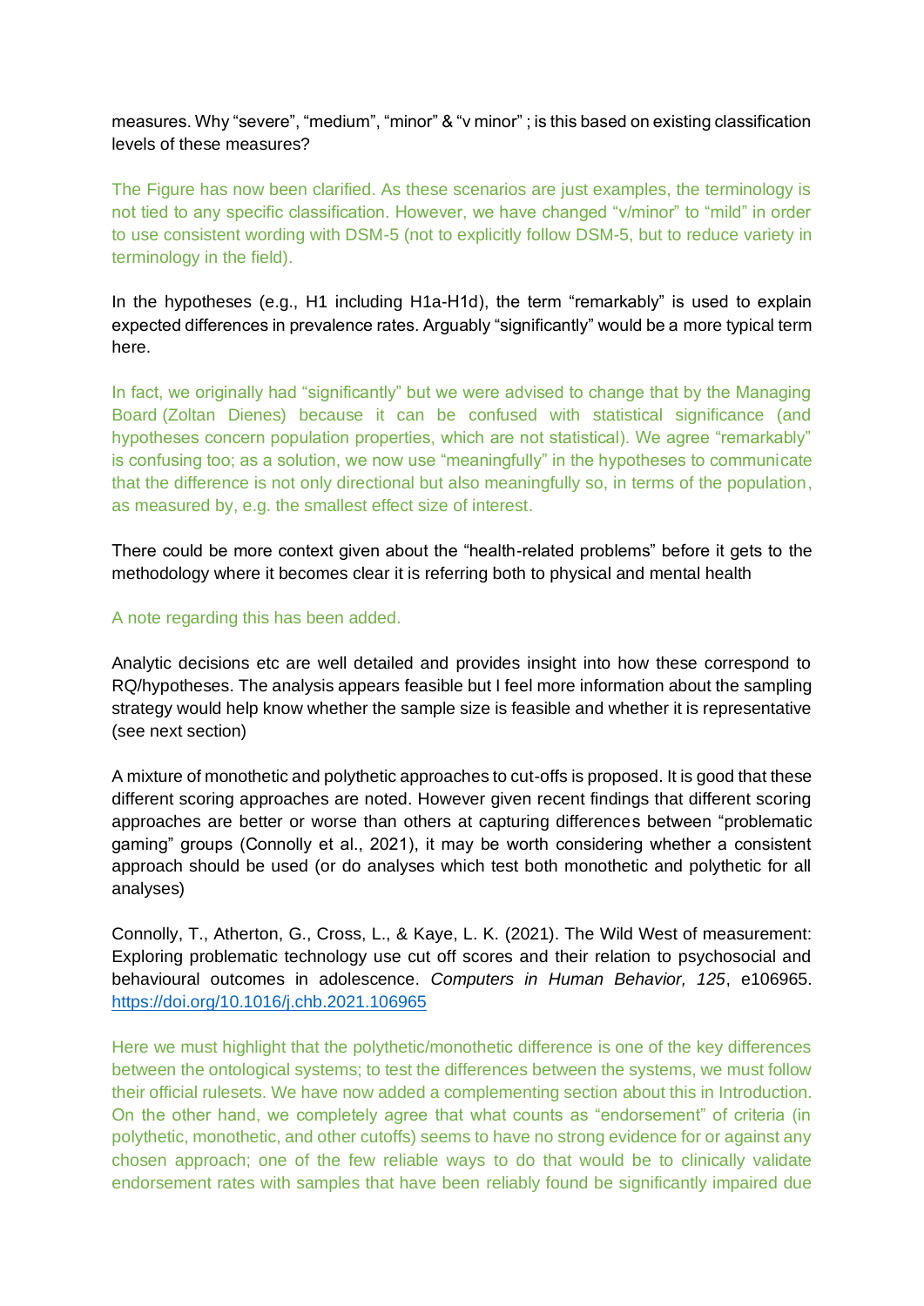measures. Why “severe”, “medium”, “minor” & “v minor” ; is this based on existing classification levels of these measures?

The Figure has now been clarified. As these scenarios are just examples, the terminology is not tied to any specific classification. However, we have changed “v/minor” to “mild” in order to use consistent wording with DSM-5 (not to explicitly follow DSM-5, but to reduce variety in terminology in the field).

In the hypotheses (e.g., H1 including H1a-H1d), the term “remarkably” is used to explain expected differences in prevalence rates. Arguably “significantly” would be a more typical term here.

In fact, we originally had “significantly” but we were advised to change that by the Managing Board (Zoltan Dienes) because it can be confused with statistical significance (and hypotheses concern population properties, which are not statistical). We agree “remarkably” is confusing too; as a solution, we now use “meaningfully” in the hypotheses to communicate that the difference is not only directional but also meaningfully so, in terms of the population, as measured by, e.g. the smallest effect size of interest.

There could be more context given about the “health-related problems” before it gets to the methodology where it becomes clear it is referring both to physical and mental health

A note regarding this has been added.

Analytic decisions etc are well detailed and provides insight into how these correspond to RQ/hypotheses. The analysis appears feasible but I feel more information about the sampling strategy would help know whether the sample size is feasible and whether it is representative (see next section)

A mixture of monothetic and polythetic approaches to cut-offs is proposed. It is good that these different scoring approaches are noted. However given recent findings that different scoring approaches are better or worse than others at capturing differences between “problematic gaming” groups (Connolly et al., 2021), it may be worth considering whether a consistent approach should be used (or do analyses which test both monothetic and polythetic for all analyses)

Connolly, T., Atherton, G., Cross, L., & Kaye, L. K. (2021). The Wild West of measurement: Exploring problematic technology use cut off scores and their relation to psychosocial and behavioural outcomes in adolescence. *Computers in Human Behavior, 125*, e106965. https://doi.org/10.1016/j.chb.2021.106965

Here we must highlight that the polythetic/monothetic difference is one of the key differences between the ontological systems; to test the differences between the systems, we must follow their official rulesets. We have now added a complementing section about this in Introduction. On the other hand, we completely agree that what counts as “endorsement” of criteria (in polythetic, monothetic, and other cutoffs) seems to have no strong evidence for or against any chosen approach; one of the few reliable ways to do that would be to clinically validate endorsement rates with samples that have been reliably found be significantly impaired due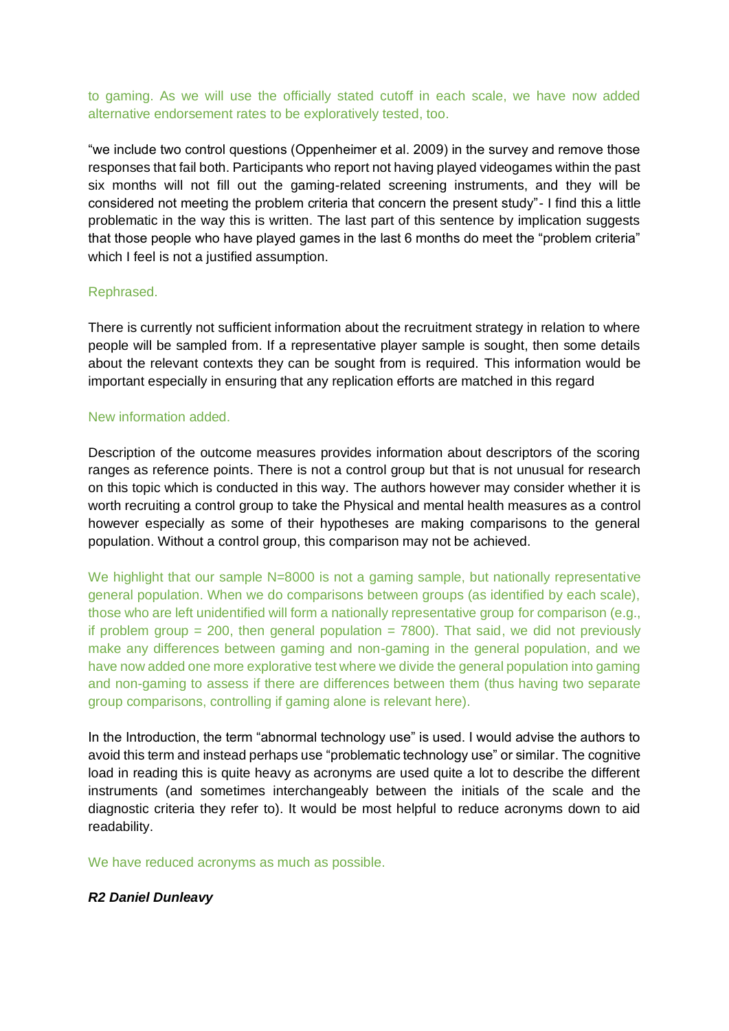to gaming. As we will use the officially stated cutoff in each scale, we have now added alternative endorsement rates to be exploratively tested, too.

"we include two control questions (Oppenheimer et al. 2009) in the survey and remove those responses that fail both. Participants who report not having played videogames within the past six months will not fill out the gaming-related screening instruments, and they will be considered not meeting the problem criteria that concern the present study"- I find this a little problematic in the way this is written. The last part of this sentence by implication suggests that those people who have played games in the last 6 months do meet the "problem criteria" which I feel is not a justified assumption.

Rephrased.

There is currently not sufficient information about the recruitment strategy in relation to where people will be sampled from. If a representative player sample is sought, then some details about the relevant contexts they can be sought from is required. This information would be important especially in ensuring that any replication efforts are matched in this regard

New information added.

Description of the outcome measures provides information about descriptors of the scoring ranges as reference points. There is not a control group but that is not unusual for research on this topic which is conducted in this way. The authors however may consider whether it is worth recruiting a control group to take the Physical and mental health measures as a control however especially as some of their hypotheses are making comparisons to the general population. Without a control group, this comparison may not be achieved.

We highlight that our sample N=8000 is not a gaming sample, but nationally representative general population. When we do comparisons between groups (as identified by each scale), those who are left unidentified will form a nationally representative group for comparison (e.g., if problem group = 200, then general population = 7800). That said, we did not previously make any differences between gaming and non-gaming in the general population, and we have now added one more explorative test where we divide the general population into gaming and non-gaming to assess if there are differences between them (thus having two separate group comparisons, controlling if gaming alone is relevant here).

In the Introduction, the term "abnormal technology use" is used. I would advise the authors to avoid this term and instead perhaps use "problematic technology use" or similar. The cognitive load in reading this is quite heavy as acronyms are used quite a lot to describe the different instruments (and sometimes interchangeably between the initials of the scale and the diagnostic criteria they refer to). It would be most helpful to reduce acronyms down to aid readability.

We have reduced acronyms as much as possible.

***R2 Daniel Dunleavy***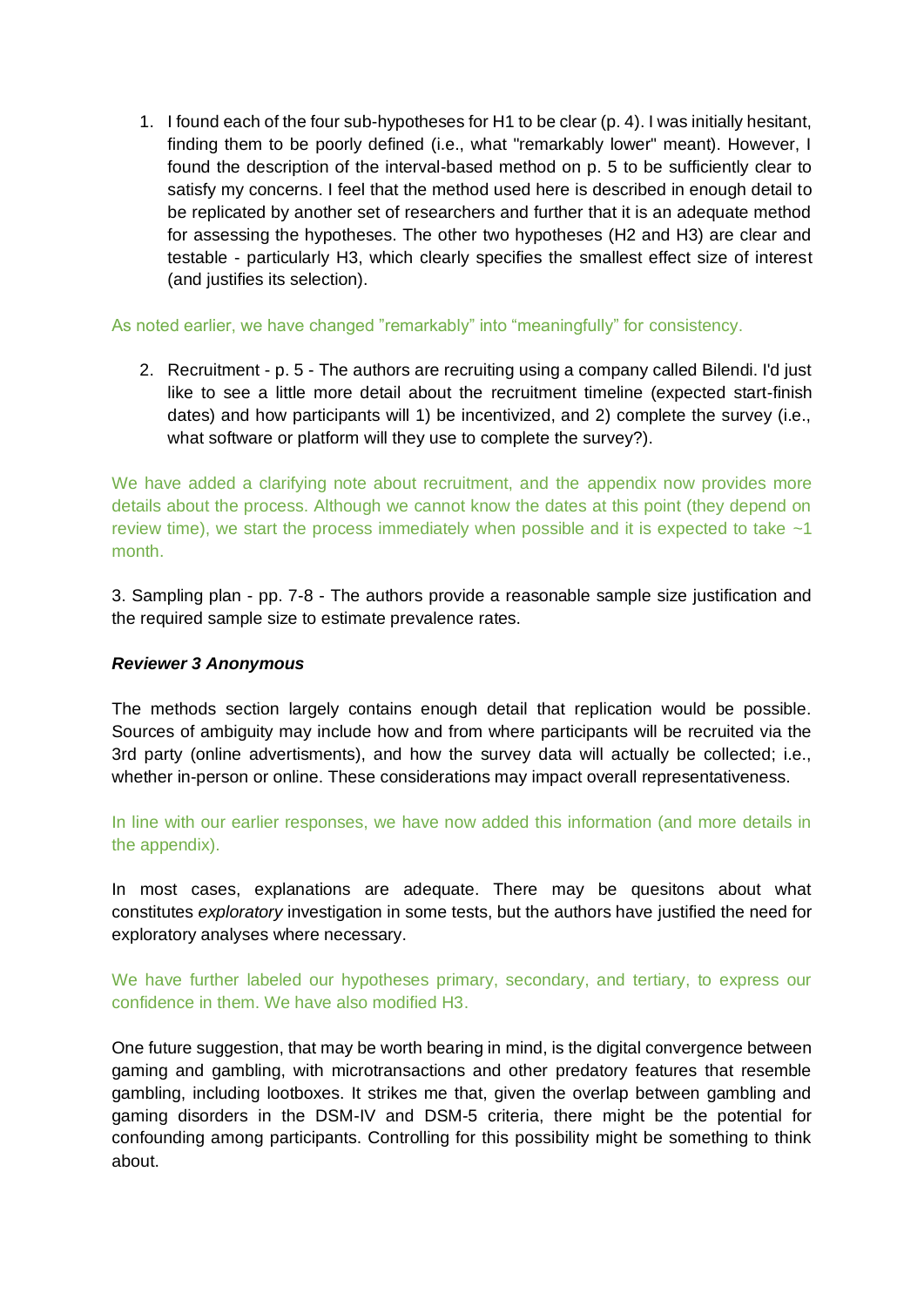1. I found each of the four sub-hypotheses for H1 to be clear (p. 4). I was initially hesitant, finding them to be poorly defined (i.e., what "remarkably lower" meant). However, I found the description of the interval-based method on p. 5 to be sufficiently clear to satisfy my concerns. I feel that the method used here is described in enough detail to be replicated by another set of researchers and further that it is an adequate method for assessing the hypotheses. The other two hypotheses (H2 and H3) are clear and testable - particularly H3, which clearly specifies the smallest effect size of interest (and justifies its selection).

As noted earlier, we have changed "remarkably" into "meaningfully" for consistency.

2. Recruitment - p. 5 - The authors are recruiting using a company called Bilendi. I'd just like to see a little more detail about the recruitment timeline (expected start-finish dates) and how participants will 1) be incentivized, and 2) complete the survey (i.e., what software or platform will they use to complete the survey?).

We have added a clarifying note about recruitment, and the appendix now provides more details about the process. Although we cannot know the dates at this point (they depend on review time), we start the process immediately when possible and it is expected to take ~1 month.

3. Sampling plan - pp. 7-8 - The authors provide a reasonable sample size justification and the required sample size to estimate prevalence rates.

***Reviewer 3 Anonymous***

The methods section largely contains enough detail that replication would be possible. Sources of ambiguity may include how and from where participants will be recruited via the 3rd party (online advertisments), and how the survey data will actually be collected; i.e., whether in-person or online. These considerations may impact overall representativeness.

In line with our earlier responses, we have now added this information (and more details in the appendix).

In most cases, explanations are adequate. There may be quesitons about what constitutes *exploratory* investigation in some tests, but the authors have justified the need for exploratory analyses where necessary.

We have further labeled our hypotheses primary, secondary, and tertiary, to express our confidence in them. We have also modified H3.

One future suggestion, that may be worth bearing in mind, is the digital convergence between gaming and gambling, with microtransactions and other predatory features that resemble gambling, including lootboxes. It strikes me that, given the overlap between gambling and gaming disorders in the DSM-IV and DSM-5 criteria, there might be the potential for confounding among participants. Controlling for this possibility might be something to think about.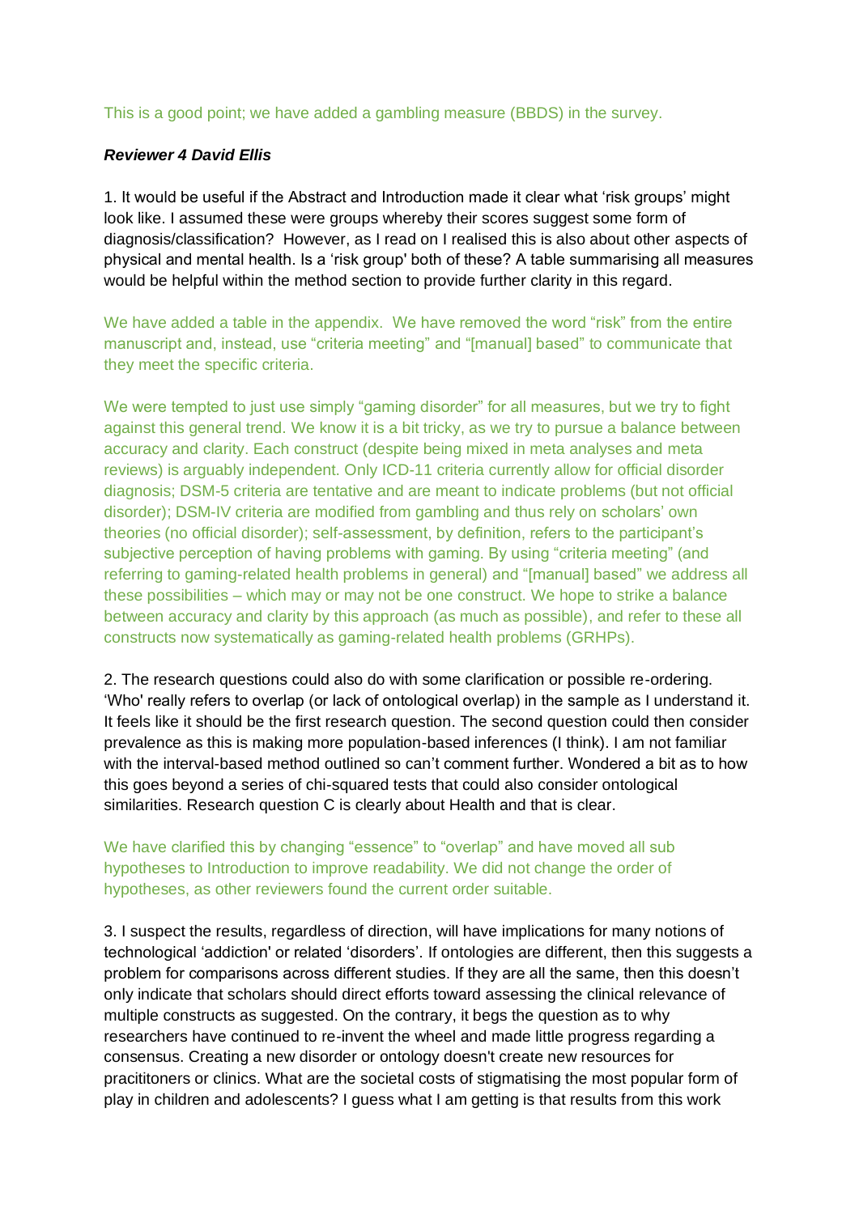This is a good point; we have added a gambling measure (BBDS) in the survey.

***Reviewer 4 David Ellis***

1. It would be useful if the Abstract and Introduction made it clear what 'risk groups' might look like. I assumed these were groups whereby their scores suggest some form of diagnosis/classification? However, as I read on I realised this is also about other aspects of physical and mental health. Is a 'risk group' both of these? A table summarising all measures would be helpful within the method section to provide further clarity in this regard.

We have added a table in the appendix. We have removed the word "risk" from the entire manuscript and, instead, use "criteria meeting" and "[manual] based" to communicate that they meet the specific criteria.

We were tempted to just use simply "gaming disorder" for all measures, but we try to fight against this general trend. We know it is a bit tricky, as we try to pursue a balance between accuracy and clarity. Each construct (despite being mixed in meta analyses and meta reviews) is arguably independent. Only ICD-11 criteria currently allow for official disorder diagnosis; DSM-5 criteria are tentative and are meant to indicate problems (but not official disorder); DSM-IV criteria are modified from gambling and thus rely on scholars' own theories (no official disorder); self-assessment, by definition, refers to the participant's subjective perception of having problems with gaming. By using "criteria meeting" (and referring to gaming-related health problems in general) and "[manual] based" we address all these possibilities – which may or may not be one construct. We hope to strike a balance between accuracy and clarity by this approach (as much as possible), and refer to these all constructs now systematically as gaming-related health problems (GRHPs).

2. The research questions could also do with some clarification or possible re-ordering. 'Who' really refers to overlap (or lack of ontological overlap) in the sample as I understand it. It feels like it should be the first research question. The second question could then consider prevalence as this is making more population-based inferences (I think). I am not familiar with the interval-based method outlined so can't comment further. Wondered a bit as to how this goes beyond a series of chi-squared tests that could also consider ontological similarities. Research question C is clearly about Health and that is clear.

We have clarified this by changing "essence" to "overlap" and have moved all sub hypotheses to Introduction to improve readability. We did not change the order of hypotheses, as other reviewers found the current order suitable.

3. I suspect the results, regardless of direction, will have implications for many notions of technological 'addiction' or related 'disorders'. If ontologies are different, then this suggests a problem for comparisons across different studies. If they are all the same, then this doesn't only indicate that scholars should direct efforts toward assessing the clinical relevance of multiple constructs as suggested. On the contrary, it begs the question as to why researchers have continued to re-invent the wheel and made little progress regarding a consensus. Creating a new disorder or ontology doesn't create new resources for pracititoners or clinics. What are the societal costs of stigmatising the most popular form of play in children and adolescents? I guess what I am getting is that results from this work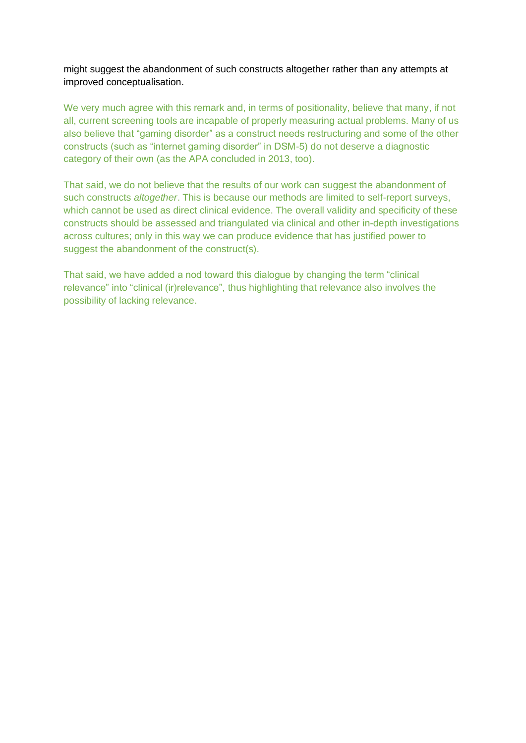might suggest the abandonment of such constructs altogether rather than any attempts at improved conceptualisation.

We very much agree with this remark and, in terms of positionality, believe that many, if not all, current screening tools are incapable of properly measuring actual problems. Many of us also believe that “gaming disorder” as a construct needs restructuring and some of the other constructs (such as “internet gaming disorder” in DSM-5) do not deserve a diagnostic category of their own (as the APA concluded in 2013, too).

That said, we do not believe that the results of our work can suggest the abandonment of such constructs *altogether*. This is because our methods are limited to self-report surveys, which cannot be used as direct clinical evidence. The overall validity and specificity of these constructs should be assessed and triangulated via clinical and other in-depth investigations across cultures; only in this way we can produce evidence that has justified power to suggest the abandonment of the construct(s).

That said, we have added a nod toward this dialogue by changing the term “clinical relevance” into “clinical (ir)relevance”, thus highlighting that relevance also involves the possibility of lacking relevance.